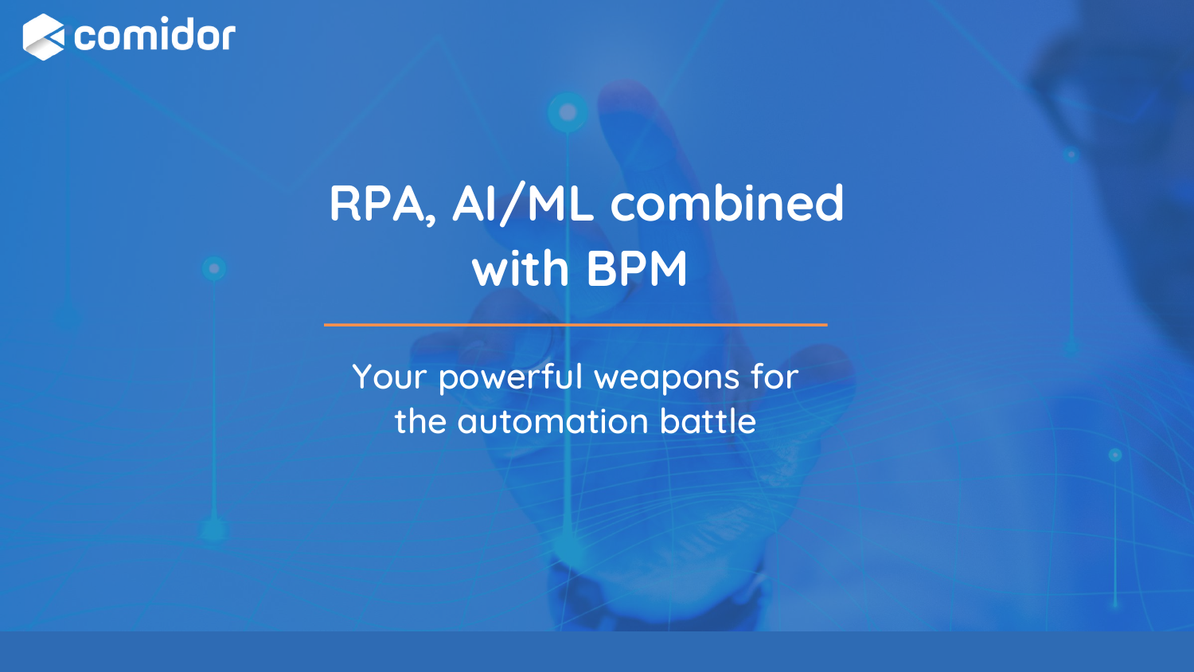comidor

# RPA, AI/ML combined with BPM

Your powerful weapons for the automation battle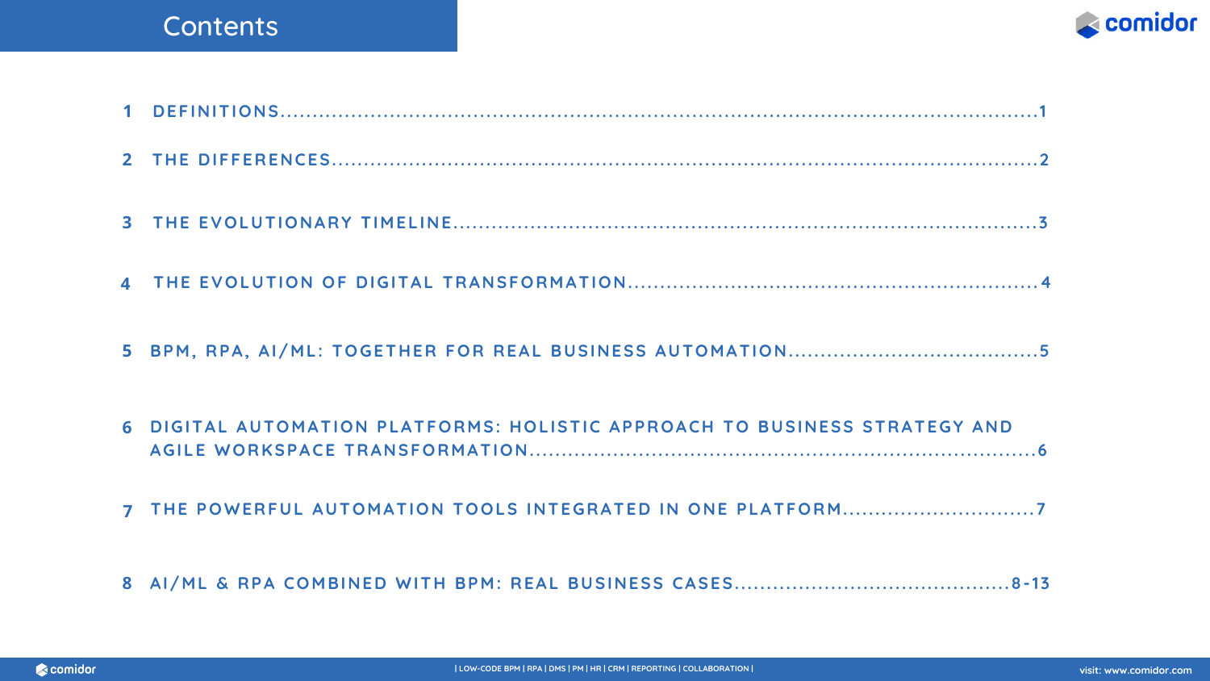# Contents

1. DEFINITIONS.....1
2. THE DIFFERENCES.....2
3. THE EVOLUTIONARY TIMELINE.....3
4. THE EVOLUTION OF DIGITAL TRANSFORMATION.....4
5. BPM, RPA, AI/ML: TOGETHER FOR REAL BUSINESS AUTOMATION.....5
6. DIGITAL AUTOMATION PLATFORMS: HOLISTIC APPROACH TO BUSINESS STRATEGY AND AGILE WORKSPACE TRANSFORMATION.....6
7. THE POWERFUL AUTOMATION TOOLS INTEGRATED IN ONE PLATFORM.....7
8. AI/ML & RPA COMBINED WITH BPM: REAL BUSINESS CASES.....8-13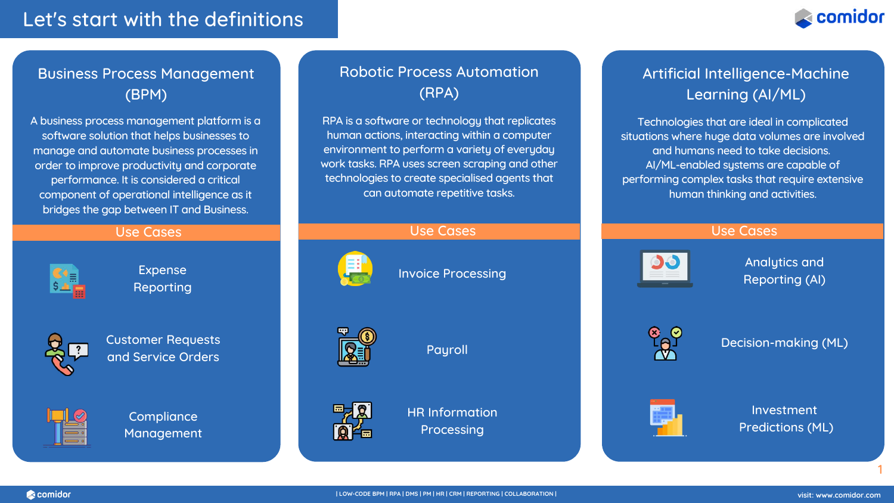# Let's start with the definitions

## Business Process Management (BPM)

A business process management platform is a software solution that helps businesses to manage and automate business processes in order to improve productivity and corporate performance. It is considered a critical component of operational intelligence as it bridges the gap between IT and Business.

### Use Cases

- Expense Reporting
- Customer Requests and Service Orders
- Compliance Management

## Robotic Process Automation (RPA)

RPA is a software or technology that replicates human actions, interacting within a computer environment to perform a variety of everyday work tasks. RPA uses screen scraping and other technologies to create specialised agents that can automate repetitive tasks.

### Use Cases

- Invoice Processing
- Payroll
- HR Information Processing

## Artificial Intelligence-Machine Learning (AI/ML)

Technologies that are ideal in complicated situations where huge data volumes are involved and humans need to take decisions. AI/ML-enabled systems are capable of performing complex tasks that require extensive human thinking and activities.

### Use Cases

- Analytics and Reporting (AI)
- Decision-making (ML)
- Investment Predictions (ML)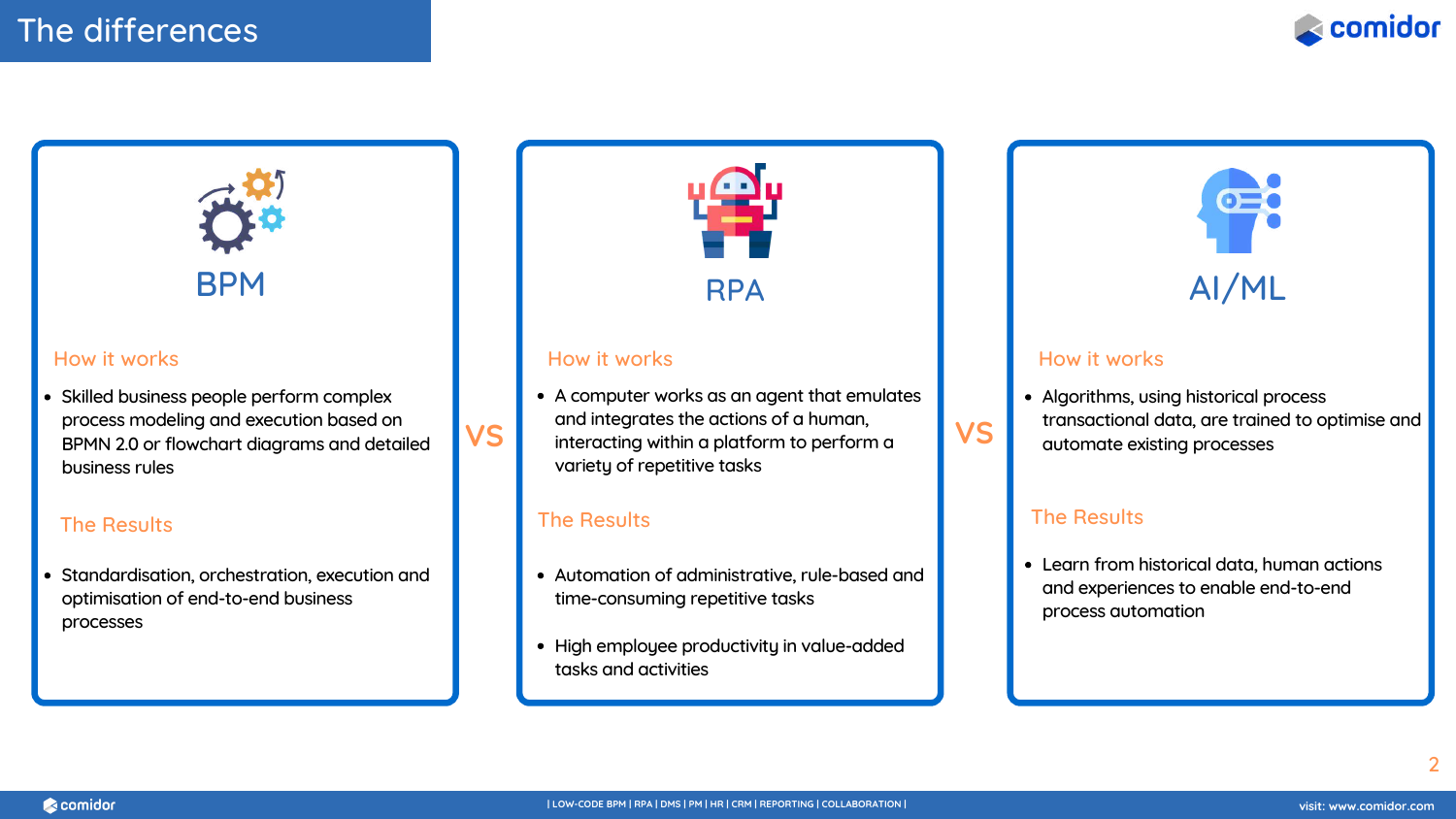# The differences

## BPM

### How it works

- Skilled business people perform complex process modeling and execution based on BPMN 2.0 or flowchart diagrams and detailed business rules

### The Results

- Standardisation, orchestration, execution and optimisation of end-to-end business processes

VS

## RPA

### How it works

- A computer works as an agent that emulates and integrates the actions of a human, interacting within a platform to perform a variety of repetitive tasks

### The Results

- Automation of administrative, rule-based and time-consuming repetitive tasks
- High employee productivity in value-added tasks and activities

VS

## AI/ML

### How it works

- Algorithms, using historical process transactional data, are trained to optimise and automate existing processes

### The Results

- Learn from historical data, human actions and experiences to enable end-to-end process automation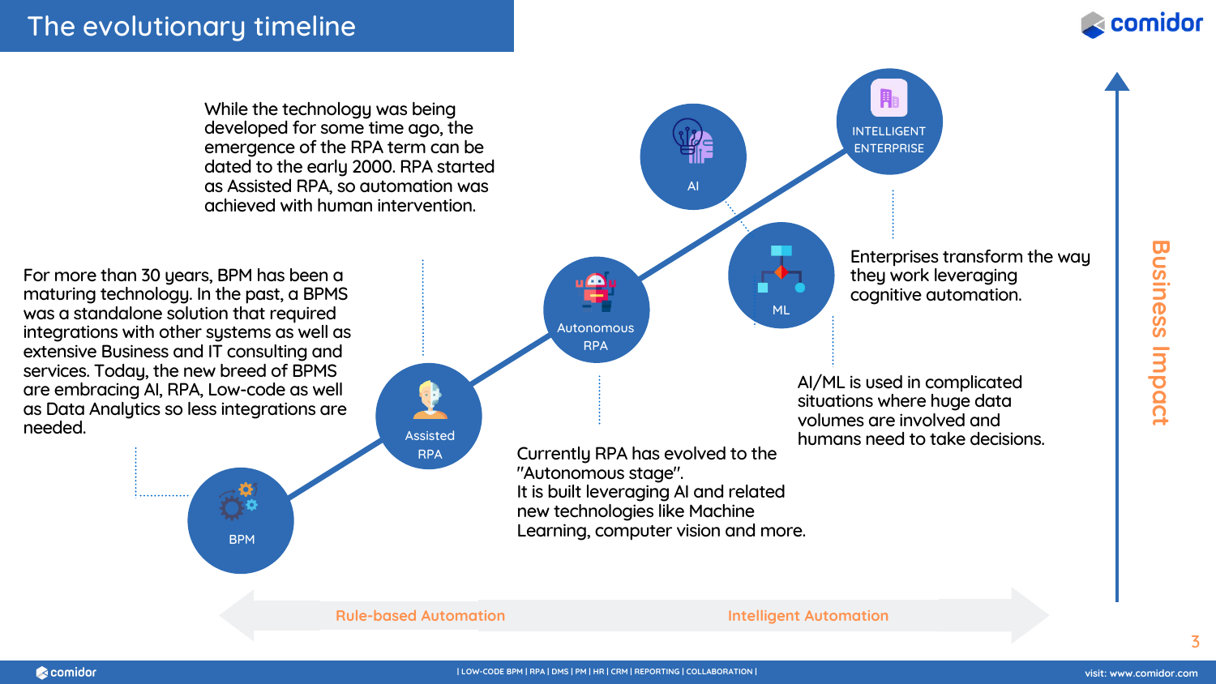# The evolutionary timeline

For more than 30 years, BPM has been a maturing technology. In the past, a BPMS was a standalone solution that required integrations with other systems as well as extensive Business and IT consulting and services. Today, the new breed of BPMS are embracing AI, RPA, Low-code as well as Data Analytics so less integrations are needed.

**BPM**

While the technology was being developed for some time ago, the emergence of the RPA term can be dated to the early 2000. RPA started as Assisted RPA, so automation was achieved with human intervention.

**Assisted RPA**

Currently RPA has evolved to the "Autonomous stage". It is built leveraging AI and related new technologies like Machine Learning, computer vision and more.

**Autonomous RPA**

**AI**

**ML**

AI/ML is used in complicated situations where huge data volumes are involved and humans need to take decisions.

**INTELLIGENT ENTERPRISE**

Enterprises transform the way they work leveraging cognitive automation.

Rule-based Automation ⟷ Intelligent Automation

Business Impact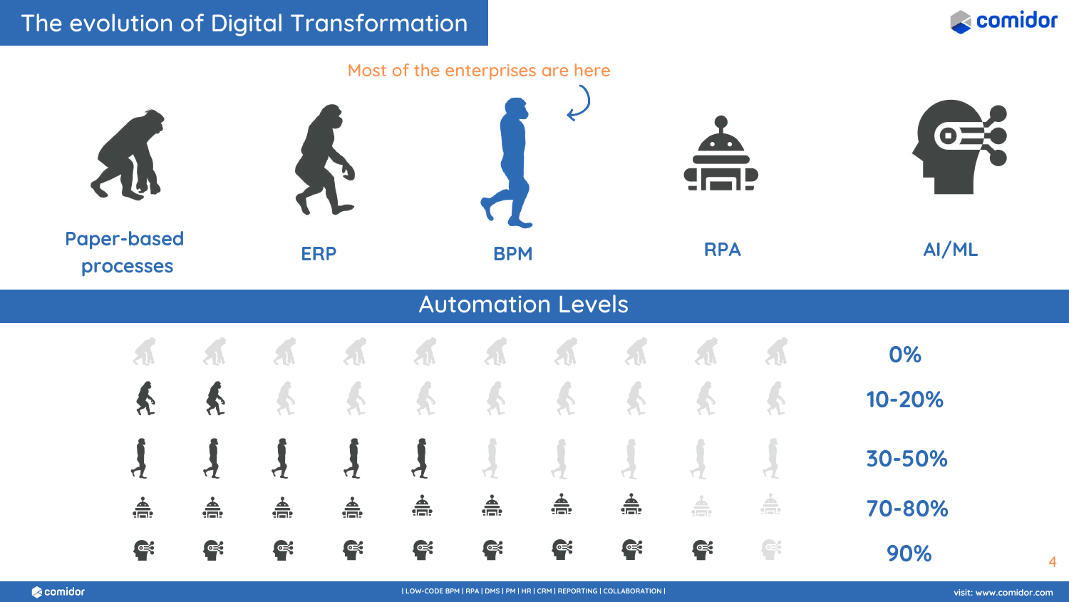# The evolution of Digital Transformation

Most of the enterprises are here

Paper-based processes | ERP | BPM | RPA | AI/ML

## Automation Levels

| Stage | Automation Level |
| --- | --- |
| Paper-based processes | 0% |
| ERP | 10-20% |
| BPM | 30-50% |
| RPA | 70-80% |
| AI/ML | 90% |

| LOW-CODE BPM | RPA | DMS | PM | HR | CRM | REPORTING | COLLABORATION |

visit: www.comidor.com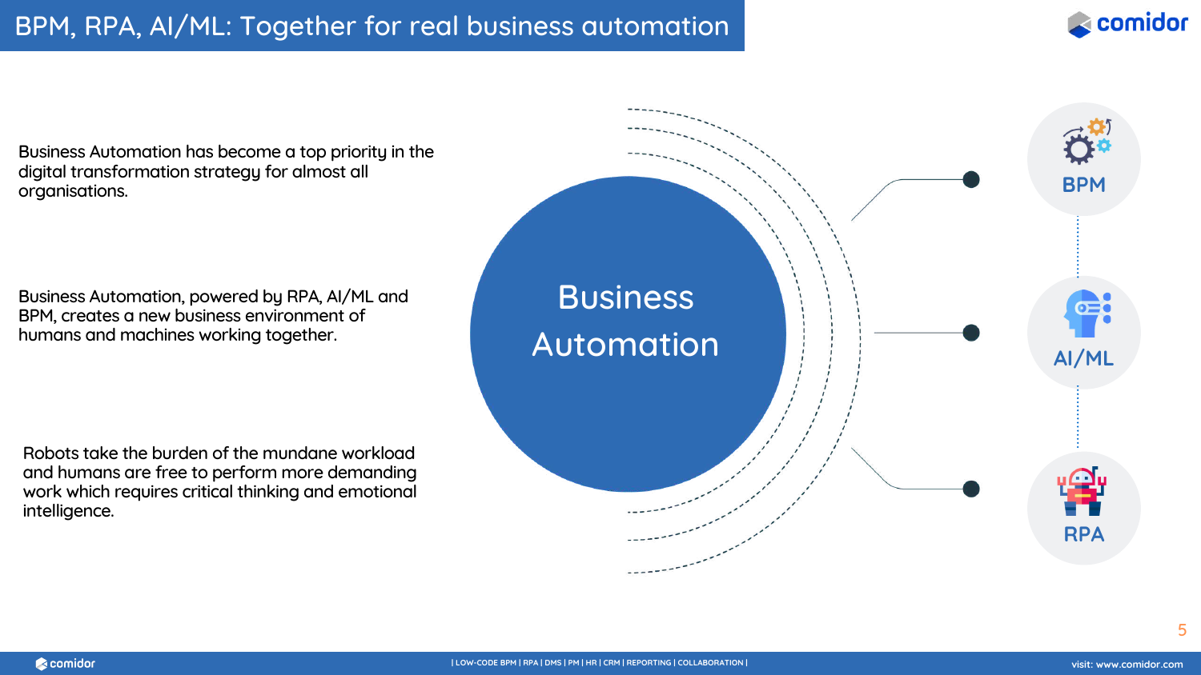# BPM, RPA, AI/ML: Together for real business automation

Business Automation has become a top priority in the digital transformation strategy for almost all organisations.

Business Automation, powered by RPA, AI/ML and BPM, creates a new business environment of humans and machines working together.

Robots take the burden of the mundane workload and humans are free to perform more demanding work which requires critical thinking and emotional intelligence.

Business Automation

- BPM
- AI/ML
- RPA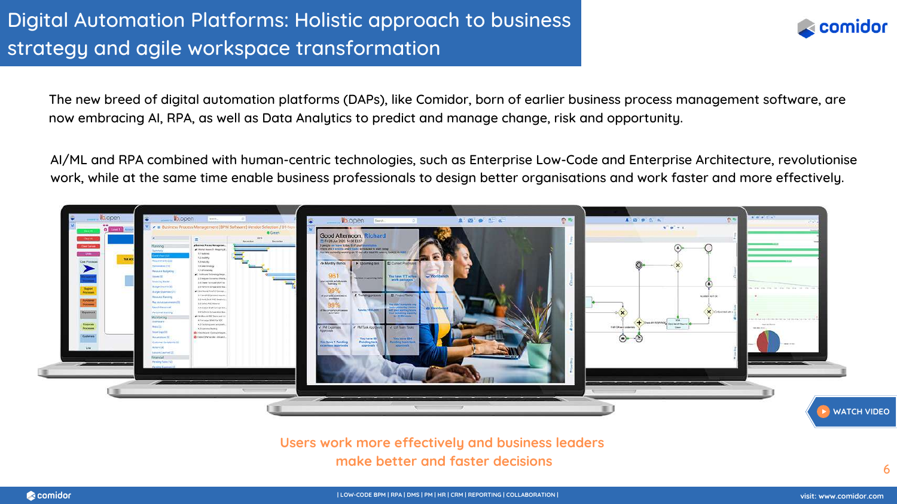# Digital Automation Platforms: Holistic approach to business strategy and agile workspace transformation

The new breed of digital automation platforms (DAPs), like Comidor, born of earlier business process management software, are now embracing AI, RPA, as well as Data Analytics to predict and manage change, risk and opportunity.

AI/ML and RPA combined with human-centric technologies, such as Enterprise Low-Code and Enterprise Architecture, revolutionise work, while at the same time enable business professionals to design better organisations and work faster and more effectively.

WATCH VIDEO

Users work more effectively and business leaders make better and faster decisions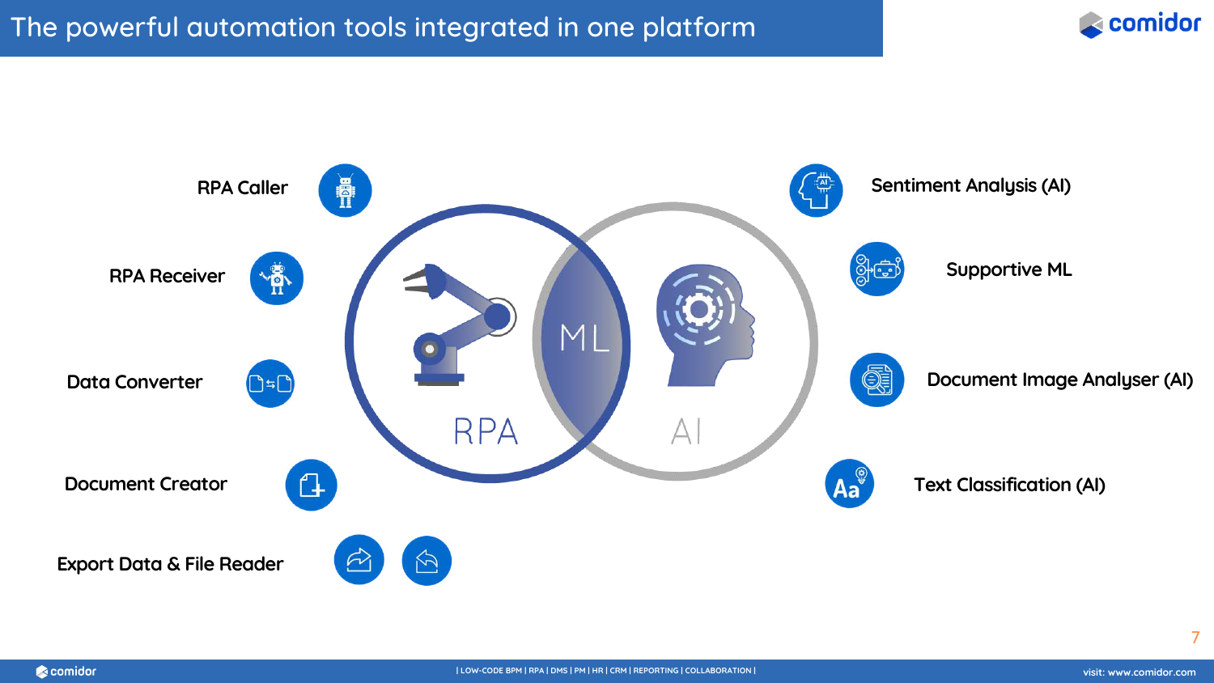# The powerful automation tools integrated in one platform

- RPA Caller
- RPA Receiver
- Data Converter
- Document Creator
- Export Data & File Reader

RPA

ML

AI

- Sentiment Analysis (AI)
- Supportive ML
- Document Image Analyser (AI)
- Text Classification (AI)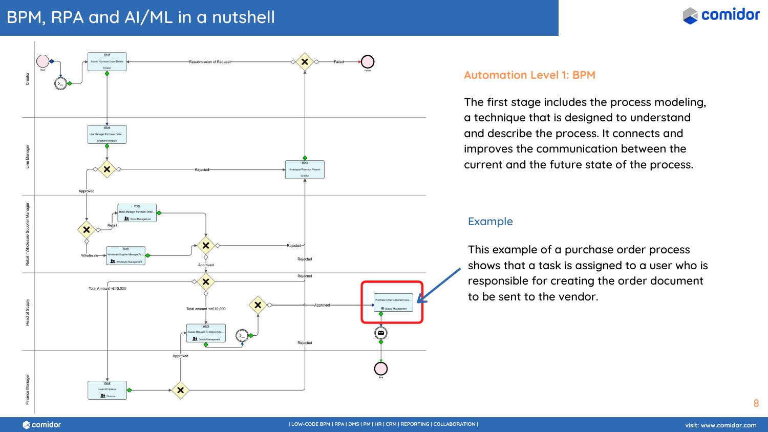# BPM, RPA and AI/ML in a nutshell

## Automation Level 1: BPM

The first stage includes the process modeling, a technique that is designed to understand and describe the process. It connects and improves the communication between the current and the future state of the process.

### Example

This example of a purchase order process shows that a task is assigned to a user who is responsible for creating the order document to be sent to the vendor.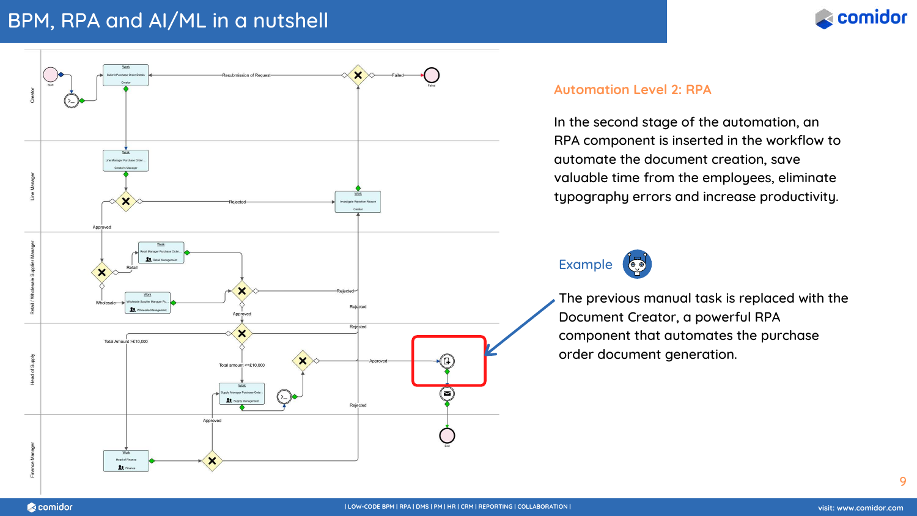# BPM, RPA and AI/ML in a nutshell

## Automation Level 2: RPA

In the second stage of the automation, an RPA component is inserted in the workflow to automate the document creation, save valuable time from the employees, eliminate typography errors and increase productivity.

### Example

The previous manual task is replaced with the Document Creator, a powerful RPA component that automates the purchase order document generation.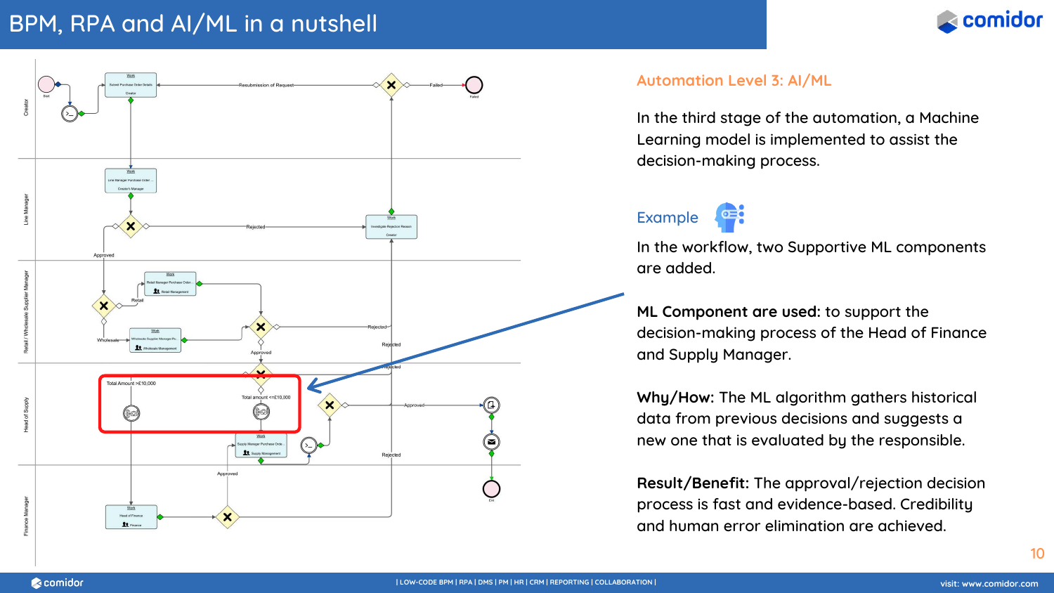# BPM, RPA and AI/ML in a nutshell

## Automation Level 3: AI/ML

In the third stage of the automation, a Machine Learning model is implemented to assist the decision-making process.

### Example

In the workflow, two Supportive ML components are added.

**ML Component are used:** to support the decision-making process of the Head of Finance and Supply Manager.

**Why/How:** The ML algorithm gathers historical data from previous decisions and suggests a new one that is evaluated by the responsible.

**Result/Benefit:** The approval/rejection decision process is fast and evidence-based. Credibility and human error elimination are achieved.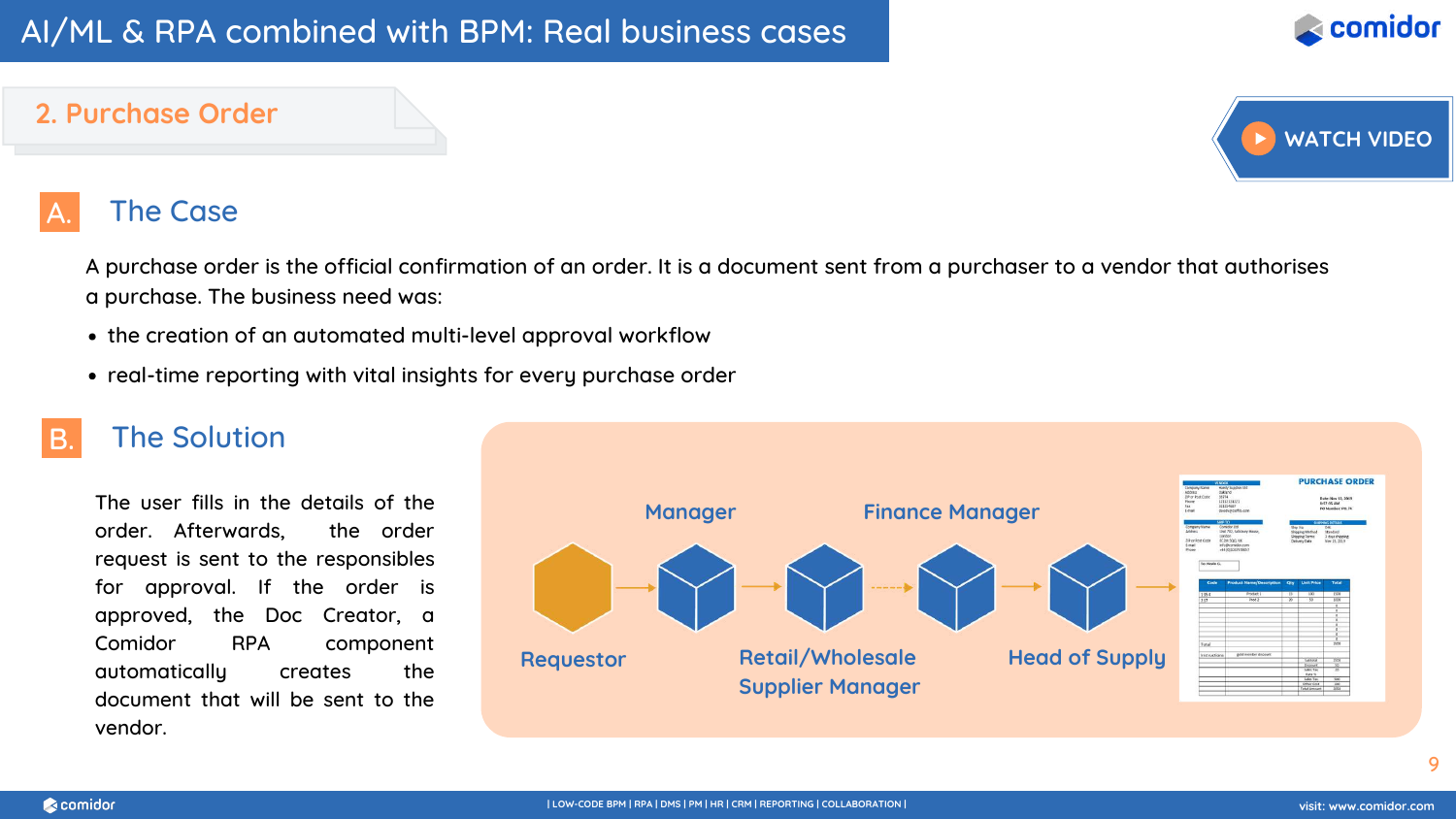# AI/ML & RPA combined with BPM: Real business cases

## 2. Purchase Order

WATCH VIDEO

### A. The Case

A purchase order is the official confirmation of an order. It is a document sent from a purchaser to a vendor that authorises a purchase. The business need was:

- the creation of an automated multi-level approval workflow
- real-time reporting with vital insights for every purchase order

### B. The Solution

The user fills in the details of the order. Afterwards, the order request is sent to the responsibles for approval. If the order is approved, the Doc Creator, a Comidor RPA component automatically creates the document that will be sent to the vendor.

Requestor → Manager → Retail/Wholesale Supplier Manager → Finance Manager → Head of Supply → PURCHASE ORDER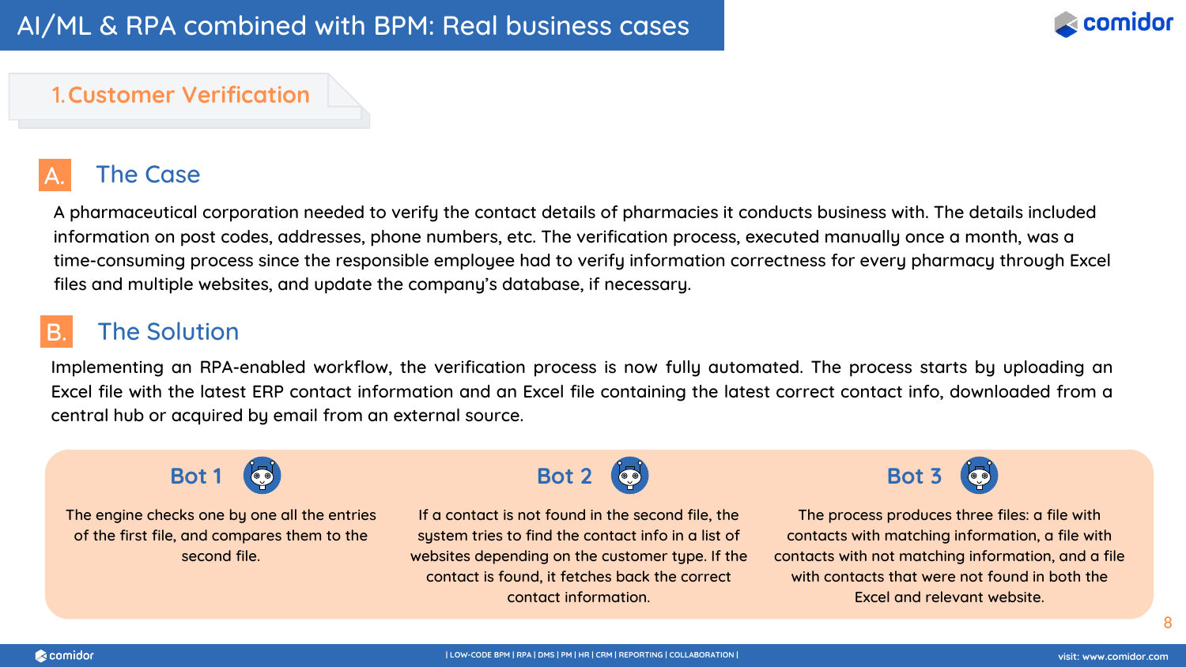# AI/ML & RPA combined with BPM: Real business cases

## 1. Customer Verification

### A. The Case

A pharmaceutical corporation needed to verify the contact details of pharmacies it conducts business with. The details included information on post codes, addresses, phone numbers, etc. The verification process, executed manually once a month, was a time-consuming process since the responsible employee had to verify information correctness for every pharmacy through Excel files and multiple websites, and update the company's database, if necessary.

### B. The Solution

Implementing an RPA-enabled workflow, the verification process is now fully automated. The process starts by uploading an Excel file with the latest ERP contact information and an Excel file containing the latest correct contact info, downloaded from a central hub or acquired by email from an external source.

#### Bot 1

The engine checks one by all the entries of the first file, and compares them to the second file.

#### Bot 2

If a contact is not found in the second file, the system tries to find the contact info in a list of websites depending on the customer type. If the contact is found, it fetches back the correct contact information.

#### Bot 3

The process produces three files: a file with contacts with matching information, a file with contacts with not matching information, and a file with contacts that were not found in both the Excel and relevant website.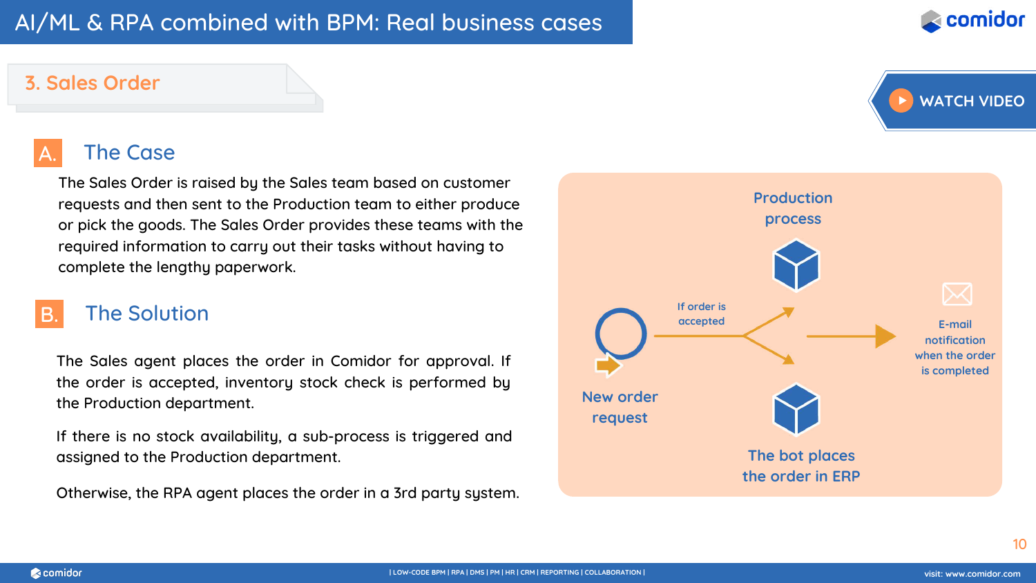# AI/ML & RPA combined with BPM: Real business cases

## 3. Sales Order

WATCH VIDEO

### A. The Case

The Sales Order is raised by the Sales team based on customer requests and then sent to the Production team to either produce or pick the goods. The Sales Order provides these teams with the required information to carry out their tasks without having to complete the lengthy paperwork.

### B. The Solution

The Sales agent places the order in Comidor for approval. If the order is accepted, inventory stock check is performed by the Production department.

If there is no stock availability, a sub-process is triggered and assigned to the Production department.

Otherwise, the RPA agent places the order in a 3rd party system.

New order request

If order is accepted

Production process

The bot places the order in ERP

E-mail notification when the order is completed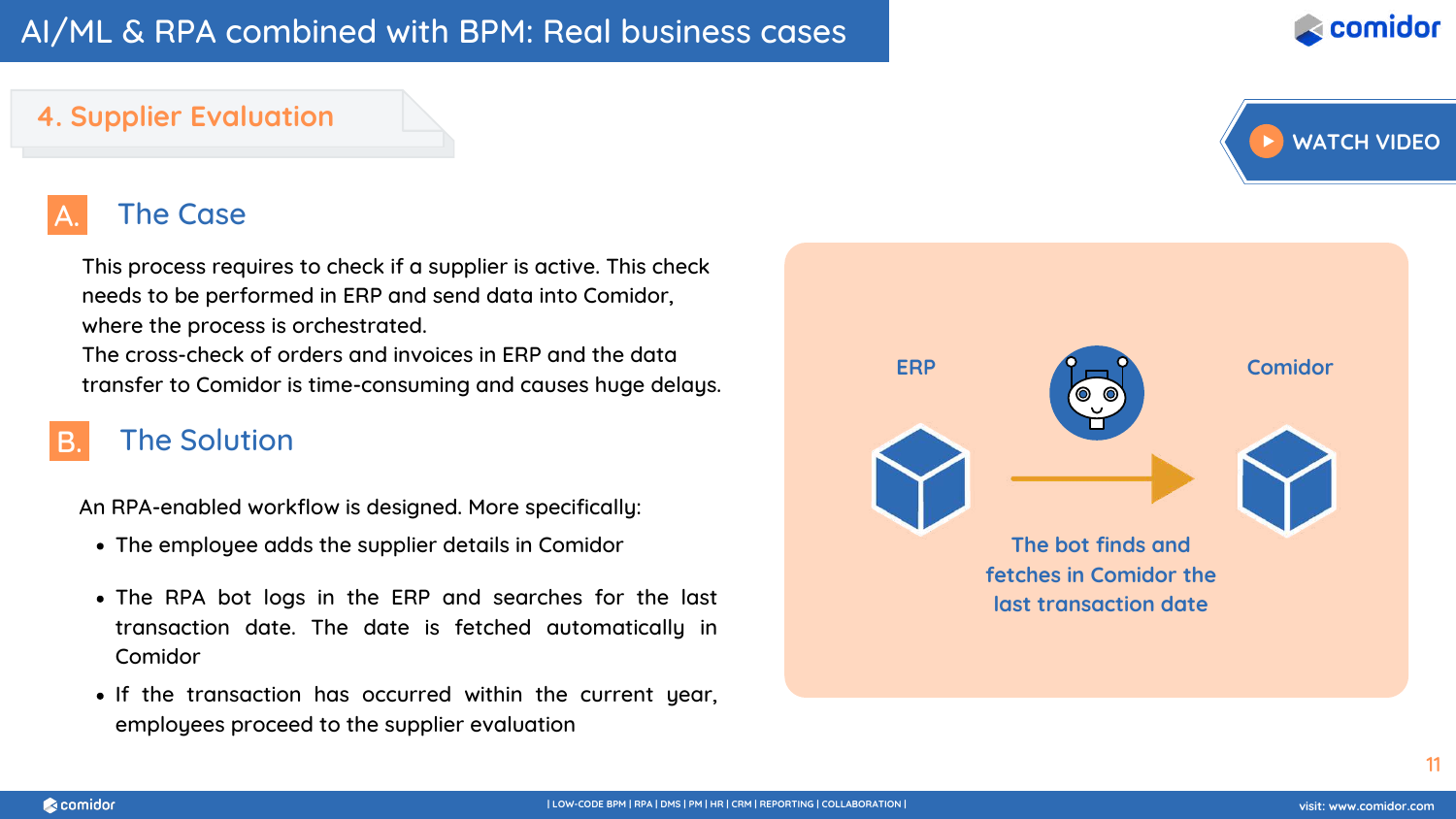# AI/ML & RPA combined with BPM: Real business cases

## 4. Supplier Evaluation

WATCH VIDEO

### A. The Case

This process requires to check if a supplier is active. This check needs to be performed in ERP and send data into Comidor, where the process is orchestrated.
The cross-check of orders and invoices in ERP and the data transfer to Comidor is time-consuming and causes huge delays.

### B. The Solution

An RPA-enabled workflow is designed. More specifically:

- The employee adds the supplier details in Comidor
- The RPA bot logs in the ERP and searches for the last transaction date. The date is fetched automatically in Comidor
- If the transaction has occurred within the current year, employees proceed to the supplier evaluation

ERP → Comidor

The bot finds and fetches in Comidor the last transaction date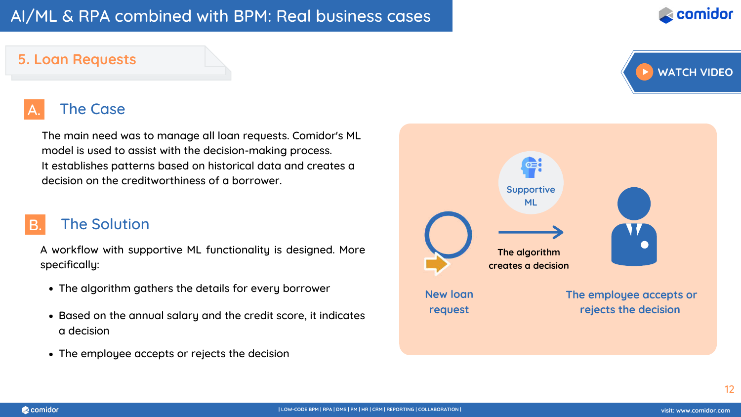# AI/ML & RPA combined with BPM: Real business cases

## 5. Loan Requests

WATCH VIDEO

### A. The Case

The main need was to manage all loan requests. Comidor's ML model is used to assist with the decision-making process.
It establishes patterns based on historical data and creates a decision on the creditworthiness of a borrower.

### B. The Solution

A workflow with supportive ML functionality is designed. More specifically:

- The algorithm gathers the details for every borrower
- Based on the annual salary and the credit score, it indicates a decision
- The employee accepts or rejects the decision

New loan request

Supportive ML

The algorithm creates a decision

The employee accepts or rejects the decision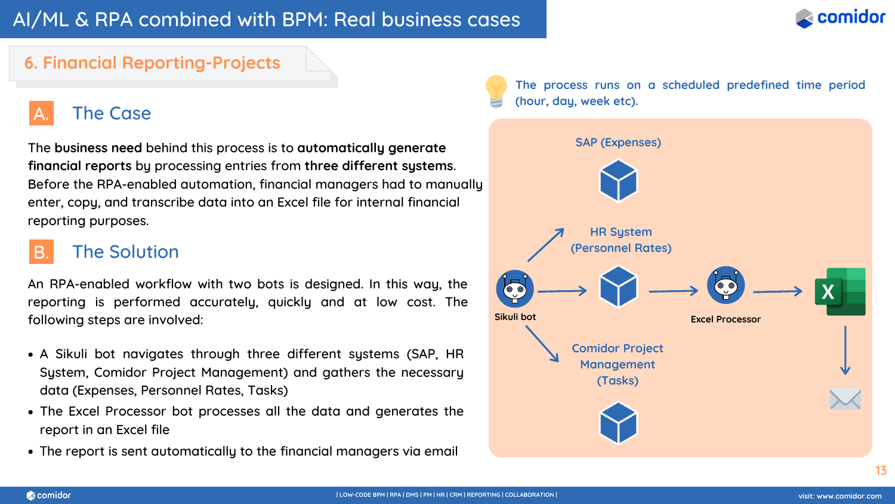# AI/ML & RPA combined with BPM: Real business cases

## 6. Financial Reporting-Projects

### A. The Case

The **business need** behind this process is to **automatically generate financial reports** by processing entries from **three different systems**. Before the RPA-enabled automation, financial managers had to manually enter, copy, and transcribe data into an Excel file for internal financial reporting purposes.

### B. The Solution

An RPA-enabled workflow with two bots is designed. In this way, the reporting is performed accurately, quickly and at low cost. The following steps are involved:

- A Sikuli bot navigates through three different systems (SAP, HR System, Comidor Project Management) and gathers the necessary data (Expenses, Personnel Rates, Tasks)
- The Excel Processor bot processes all the data and generates the report in an Excel file
- The report is sent automatically to the financial managers via email

The process runs on a scheduled predefined time period (hour, day, week etc).

SAP (Expenses)

HR System (Personnel Rates)

Comidor Project Management (Tasks)

Sikuli bot

Excel Processor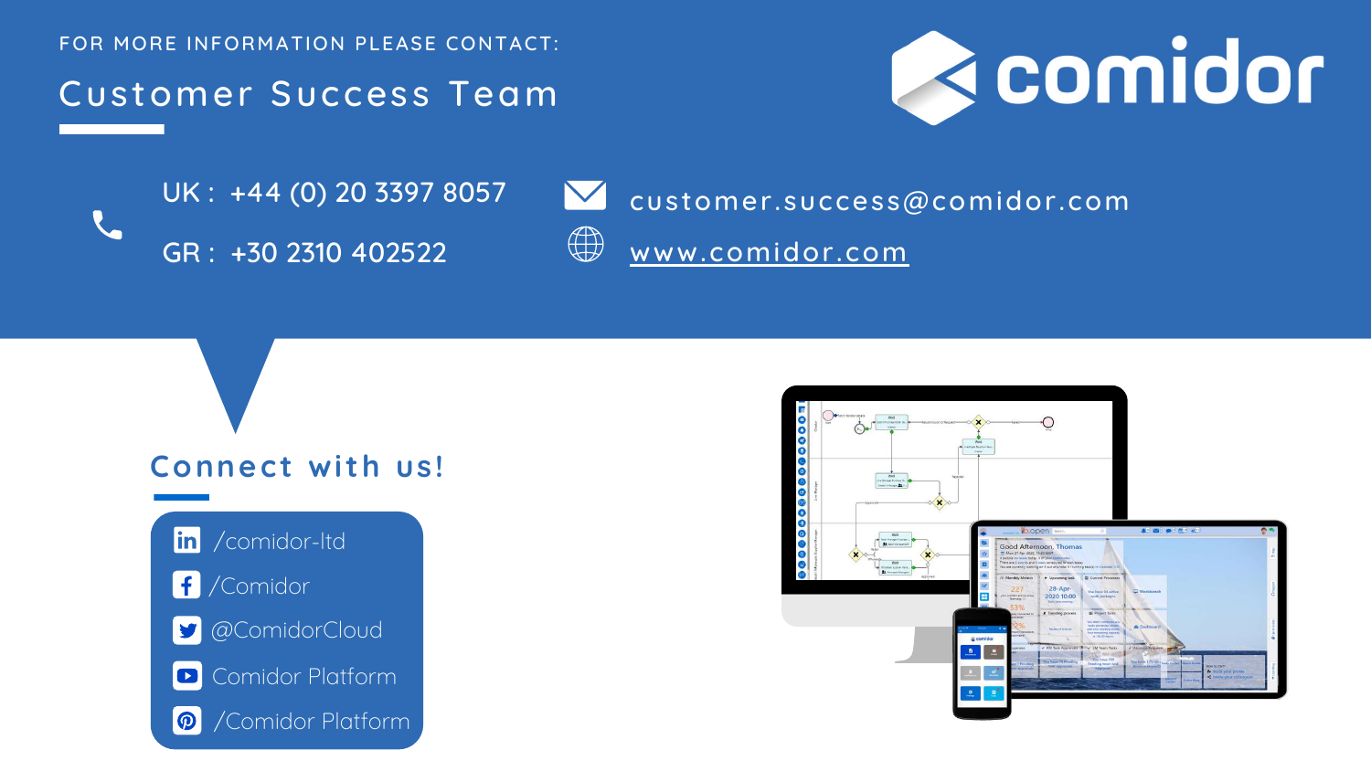FOR MORE INFORMATION PLEASE CONTACT:

## Customer Success Team

comidor

UK : +44 (0) 20 3397 8057

GR : +30 2310 402522

customer.success@comidor.com

www.comidor.com

## Connect with us!

- /comidor-ltd
- /Comidor
- @ComidorCloud
- Comidor Platform
- /Comidor Platform